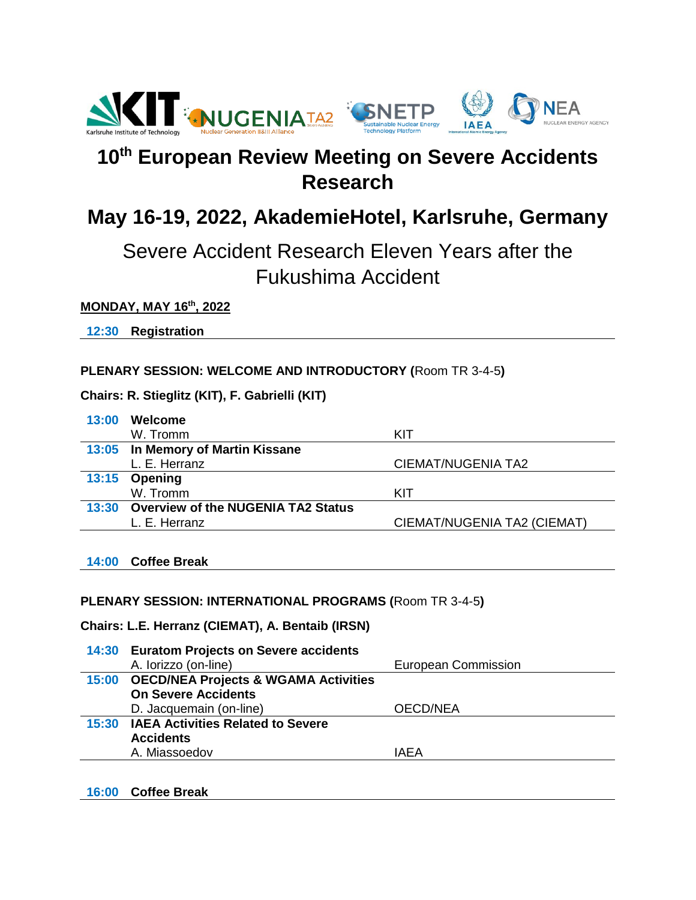# 10th European Review Meeting on Severe Accidents Research

## May 16-19, 2022, AkademieHotel, Karlsruhe, Germany

Severe Accident Research Eleven Years after the Fukushima Accident

**MONDAY, MAY 16th, 2022**

**12:30 Registration**

**PLENARY SESSION: WELCOME AND INTRODUCTORY (**Room TR 3-4-5**)**

**Chairs: R. Stieglitz (KIT), F. Gabrielli (KIT)**

| Time | Title / Speaker | Affiliation |
|---|---|---|
| **13:00** | **Welcome**<br>W. Tromm | KIT |
| **13:05** | **In Memory of Martin Kissane**<br>L. E. Herranz | CIEMAT/NUGENIA TA2 |
| **13:15** | **Opening**<br>W. Tromm | KIT |
| **13:30** | **Overview of the NUGENIA TA2 Status**<br>L. E. Herranz | CIEMAT/NUGENIA TA2 (CIEMAT) |

**14:00 Coffee Break**

**PLENARY SESSION: INTERNATIONAL PROGRAMS (**Room TR 3-4-5**)**

**Chairs: L.E. Herranz (CIEMAT), A. Bentaib (IRSN)**

| Time | Title / Speaker | Affiliation |
|---|---|---|
| **14:30** | **Euratom Projects on Severe accidents**<br>A. Iorizzo (on-line) | European Commission |
| **15:00** | **OECD/NEA Projects & WGAMA Activities On Severe Accidents**<br>D. Jacquemain (on-line) | OECD/NEA |
| **15:30** | **IAEA Activities Related to Severe Accidents**<br>A. Miassoedov | IAEA |

**16:00 Coffee Break**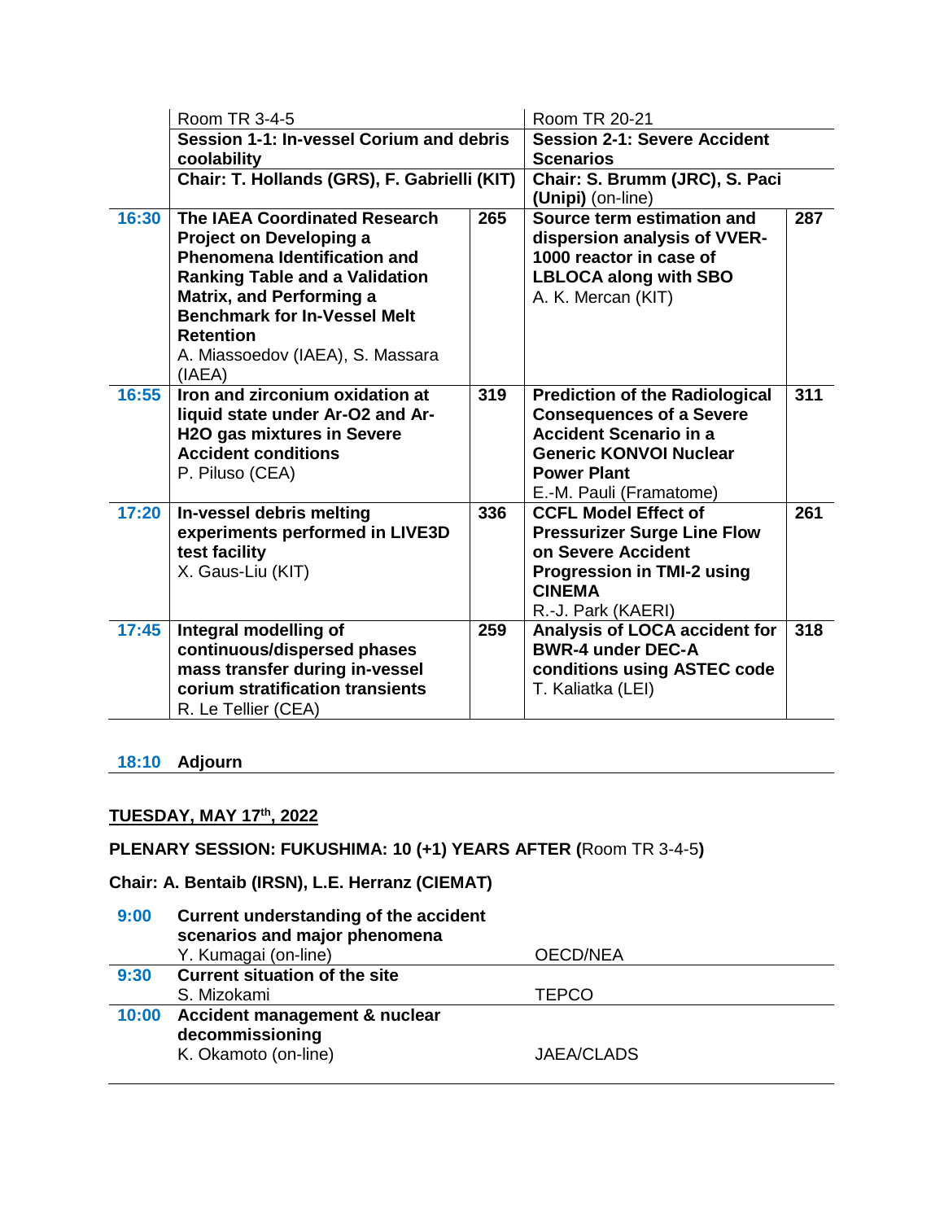| | Room TR 3-4-5 | | Room TR 20-21 | |
|---|---|---|---|---|
| | **Session 1-1: In-vessel Corium and debris coolability** | | **Session 2-1: Severe Accident Scenarios** | |
| | **Chair: T. Hollands (GRS), F. Gabrielli (KIT)** | | **Chair: S. Brumm (JRC), S. Paci (Unipi)** (on-line) | |
| **16:30** | **The IAEA Coordinated Research Project on Developing a Phenomena Identification and Ranking Table and a Validation Matrix, and Performing a Benchmark for In-Vessel Melt Retention** A. Miassoedov (IAEA), S. Massara (IAEA) | **265** | **Source term estimation and dispersion analysis of VVER-1000 reactor in case of LBLOCA along with SBO** A. K. Mercan (KIT) | **287** |
| **16:55** | **Iron and zirconium oxidation at liquid state under Ar-O2 and Ar-H2O gas mixtures in Severe Accident conditions** P. Piluso (CEA) | **319** | **Prediction of the Radiological Consequences of a Severe Accident Scenario in a Generic KONVOI Nuclear Power Plant** E.-M. Pauli (Framatome) | **311** |
| **17:20** | **In-vessel debris melting experiments performed in LIVE3D test facility** X. Gaus-Liu (KIT) | **336** | **CCFL Model Effect of Pressurizer Surge Line Flow on Severe Accident Progression in TMI-2 using CINEMA** R.-J. Park (KAERI) | **261** |
| **17:45** | **Integral modelling of continuous/dispersed phases mass transfer during in-vessel corium stratification transients** R. Le Tellier (CEA) | **259** | **Analysis of LOCA accident for BWR-4 under DEC-A conditions using ASTEC code** T. Kaliatka (LEI) | **318** |

**18:10** **Adjourn**

## TUESDAY, MAY 17th, 2022

**PLENARY SESSION: FUKUSHIMA: 10 (+1) YEARS AFTER (**Room TR 3-4-5**)**

**Chair: A. Bentaib (IRSN), L.E. Herranz (CIEMAT)**

| | | |
|---|---|---|
| **9:00** | **Current understanding of the accident scenarios and major phenomena** Y. Kumagai (on-line) | OECD/NEA |
| **9:30** | **Current situation of the site** S. Mizokami | TEPCO |
| **10:00** | **Accident management & nuclear decommissioning** K. Okamoto (on-line) | JAEA/CLADS |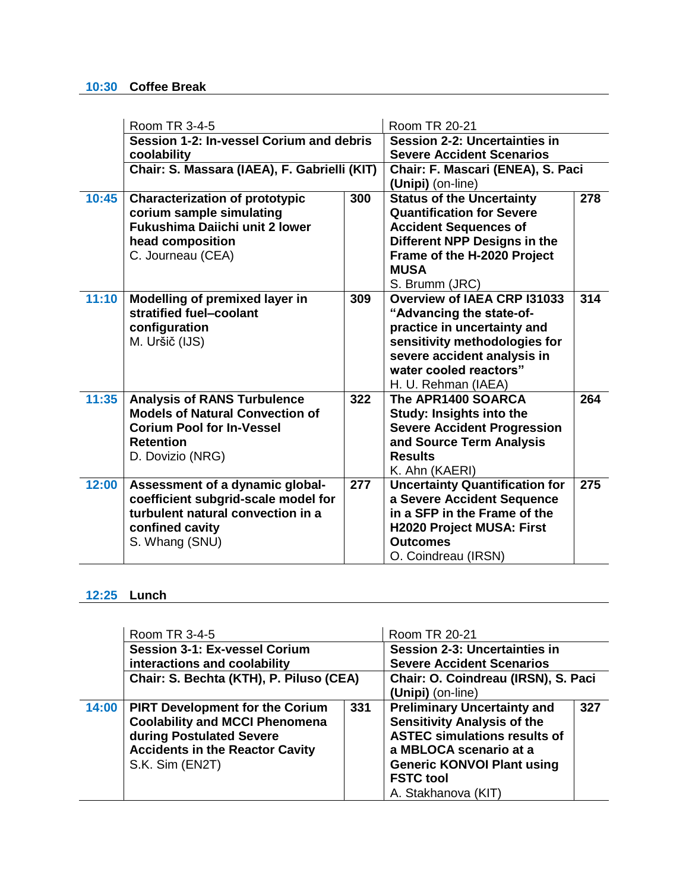**10:30 Coffee Break**

| | Room TR 3-4-5 | | Room TR 20-21 | |
|---|---|---|---|---|
| | **Session 1-2: In-vessel Corium and debris coolability** | | **Session 2-2: Uncertainties in Severe Accident Scenarios** | |
| | **Chair: S. Massara (IAEA), F. Gabrielli (KIT)** | | **Chair: F. Mascari (ENEA), S. Paci (Unipi)** (on-line) | |
| **10:45** | **Characterization of prototypic corium sample simulating Fukushima Daiichi unit 2 lower head composition** C. Journeau (CEA) | **300** | **Status of the Uncertainty Quantification for Severe Accident Sequences of Different NPP Designs in the Frame of the H-2020 Project MUSA** S. Brumm (JRC) | **278** |
| **11:10** | **Modelling of premixed layer in stratified fuel–coolant configuration** M. Uršič (IJS) | **309** | **Overview of IAEA CRP I31033 "Advancing the state-of-practice in uncertainty and sensitivity methodologies for severe accident analysis in water cooled reactors"** H. U. Rehman (IAEA) | **314** |
| **11:35** | **Analysis of RANS Turbulence Models of Natural Convection of Corium Pool for In-Vessel Retention** D. Dovizio (NRG) | **322** | **The APR1400 SOARCA Study: Insights into the Severe Accident Progression and Source Term Analysis Results** K. Ahn (KAERI) | **264** |
| **12:00** | **Assessment of a dynamic global-coefficient subgrid-scale model for turbulent natural convection in a confined cavity** S. Whang (SNU) | **277** | **Uncertainty Quantification for a Severe Accident Sequence in a SFP in the Frame of the H2020 Project MUSA: First Outcomes** O. Coindreau (IRSN) | **275** |

**12:25 Lunch**

| | Room TR 3-4-5 | | Room TR 20-21 | |
|---|---|---|---|---|
| | **Session 3-1: Ex-vessel Corium interactions and coolability** | | **Session 2-3: Uncertainties in Severe Accident Scenarios** | |
| | **Chair: S. Bechta (KTH), P. Piluso (CEA)** | | **Chair: O. Coindreau (IRSN), S. Paci (Unipi)** (on-line) | |
| **14:00** | **PIRT Development for the Corium Coolability and MCCI Phenomena during Postulated Severe Accidents in the Reactor Cavity** S.K. Sim (EN2T) | **331** | **Preliminary Uncertainty and Sensitivity Analysis of the ASTEC simulations results of a MBLOCA scenario at a Generic KONVOI Plant using FSTC tool** A. Stakhanova (KIT) | **327** |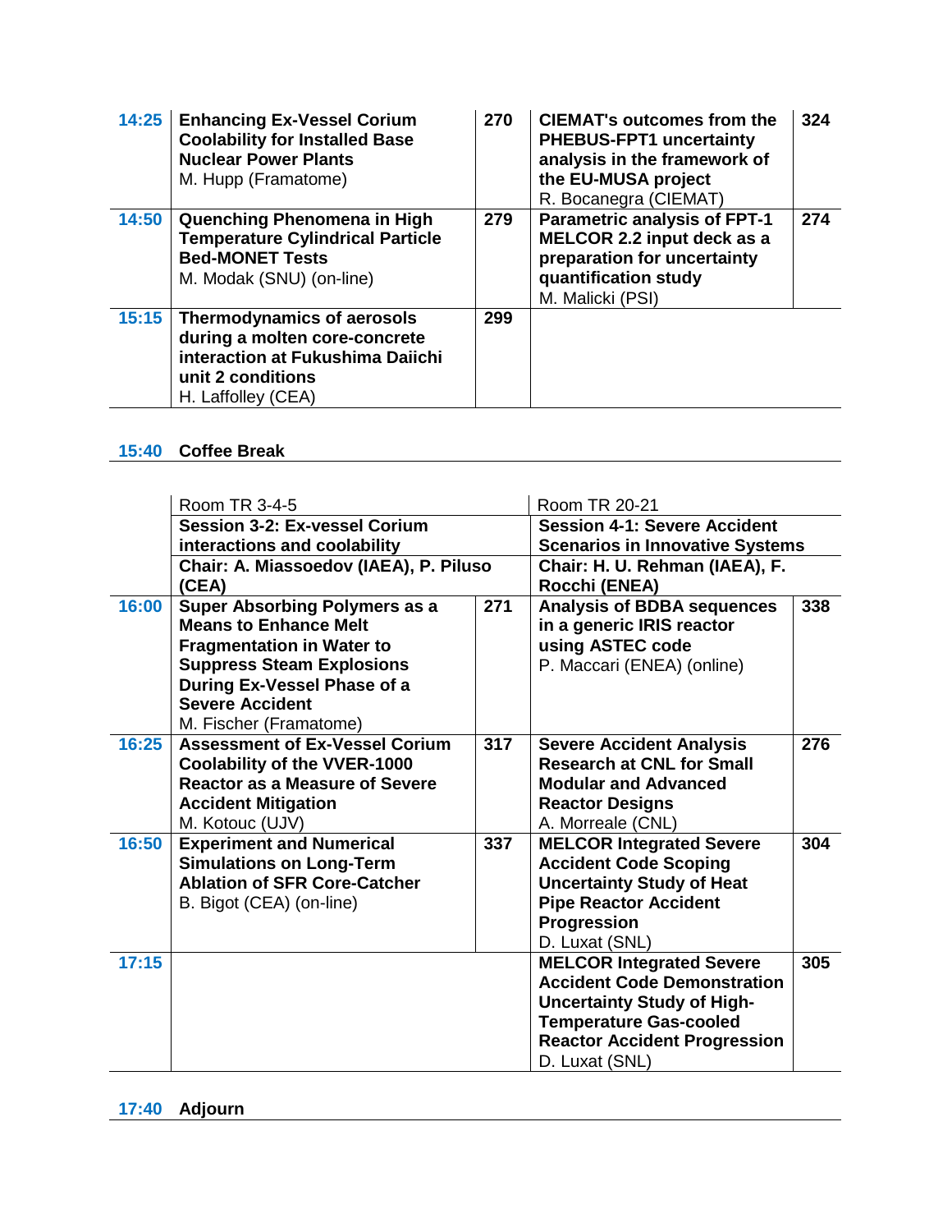| | | | | |
|---|---|---|---|---|
| 14:25 | **Enhancing Ex-Vessel Corium Coolability for Installed Base Nuclear Power Plants** M. Hupp (Framatome) | 270 | **CIEMAT's outcomes from the PHEBUS-FPT1 uncertainty analysis in the framework of the EU-MUSA project** R. Bocanegra (CIEMAT) | 324 |
| 14:50 | **Quenching Phenomena in High Temperature Cylindrical Particle Bed-MONET Tests** M. Modak (SNU) (on-line) | 279 | **Parametric analysis of FPT-1 MELCOR 2.2 input deck as a preparation for uncertainty quantification study** M. Malicki (PSI) | 274 |
| 15:15 | **Thermodynamics of aerosols during a molten core-concrete interaction at Fukushima Daiichi unit 2 conditions** H. Laffolley (CEA) | 299 | | |

**15:40 Coffee Break**

| | Room TR 3-4-5 | | Room TR 20-21 | |
|---|---|---|---|---|
| | **Session 3-2: Ex-vessel Corium interactions and coolability** | | **Session 4-1: Severe Accident Scenarios in Innovative Systems** | |
| | **Chair: A. Miassoedov (IAEA), P. Piluso (CEA)** | | **Chair: H. U. Rehman (IAEA), F. Rocchi (ENEA)** | |
| 16:00 | **Super Absorbing Polymers as a Means to Enhance Melt Fragmentation in Water to Suppress Steam Explosions During Ex-Vessel Phase of a Severe Accident** M. Fischer (Framatome) | 271 | **Analysis of BDBA sequences in a generic IRIS reactor using ASTEC code** P. Maccari (ENEA) (online) | 338 |
| 16:25 | **Assessment of Ex-Vessel Corium Coolability of the VVER-1000 Reactor as a Measure of Severe Accident Mitigation** M. Kotouc (UJV) | 317 | **Severe Accident Analysis Research at CNL for Small Modular and Advanced Reactor Designs** A. Morreale (CNL) | 276 |
| 16:50 | **Experiment and Numerical Simulations on Long-Term Ablation of SFR Core-Catcher** B. Bigot (CEA) (on-line) | 337 | **MELCOR Integrated Severe Accident Code Scoping Uncertainty Study of Heat Pipe Reactor Accident Progression** D. Luxat (SNL) | 304 |
| 17:15 | | | **MELCOR Integrated Severe Accident Code Demonstration Uncertainty Study of High-Temperature Gas-cooled Reactor Accident Progression** D. Luxat (SNL) | 305 |

**17:40 Adjourn**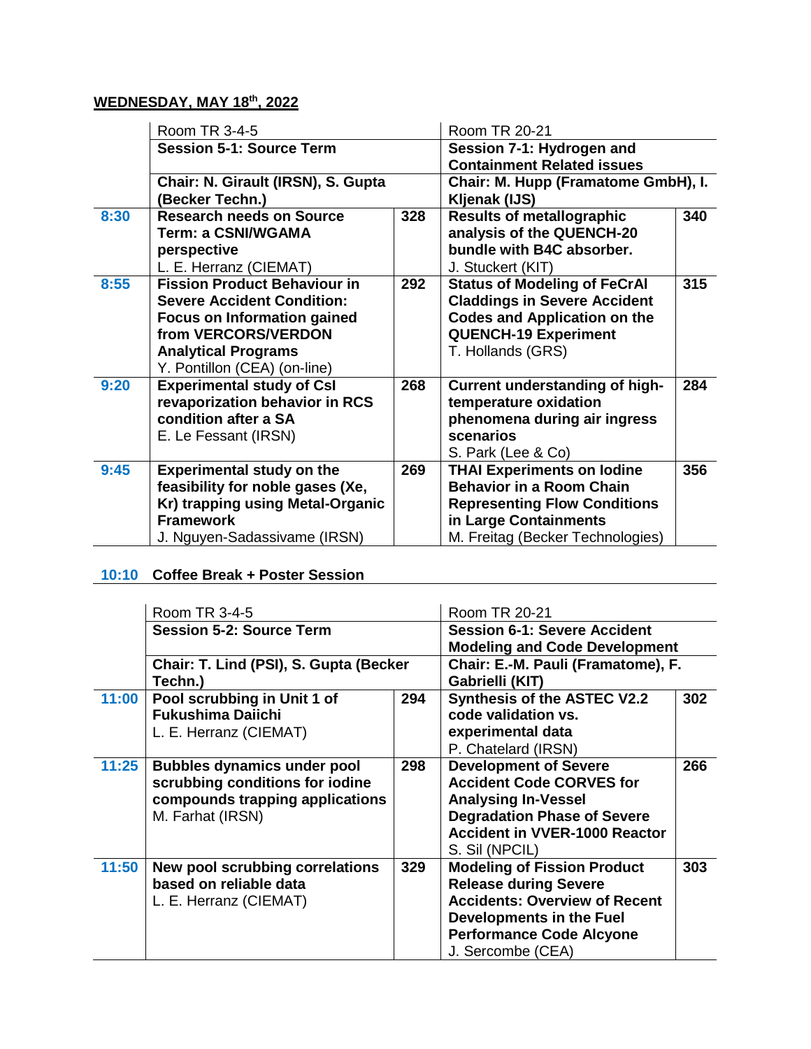**WEDNESDAY, MAY 18th, 2022**

| | Room TR 3-4-5 | | Room TR 20-21 | |
|---|---|---|---|---|
| | **Session 5-1: Source Term** | | **Session 7-1: Hydrogen and Containment Related issues** | |
| | **Chair: N. Girault (IRSN), S. Gupta (Becker Techn.)** | | **Chair: M. Hupp (Framatome GmbH), I. Kljenak (IJS)** | |
| 8:30 | **Research needs on Source Term: a CSNI/WGAMA perspective** L. E. Herranz (CIEMAT) | 328 | **Results of metallographic analysis of the QUENCH-20 bundle with B4C absorber.** J. Stuckert (KIT) | 340 |
| 8:55 | **Fission Product Behaviour in Severe Accident Condition: Focus on Information gained from VERCORS/VERDON Analytical Programs** Y. Pontillon (CEA) (on-line) | 292 | **Status of Modeling of FeCrAl Claddings in Severe Accident Codes and Application on the QUENCH-19 Experiment** T. Hollands (GRS) | 315 |
| 9:20 | **Experimental study of CsI revaporization behavior in RCS condition after a SA** E. Le Fessant (IRSN) | 268 | **Current understanding of high-temperature oxidation phenomena during air ingress scenarios** S. Park (Lee & Co) | 284 |
| 9:45 | **Experimental study on the feasibility for noble gases (Xe, Kr) trapping using Metal-Organic Framework** J. Nguyen-Sadassivame (IRSN) | 269 | **THAI Experiments on Iodine Behavior in a Room Chain Representing Flow Conditions in Large Containments** M. Freitag (Becker Technologies) | 356 |

**10:10 Coffee Break + Poster Session**

| | Room TR 3-4-5 | | Room TR 20-21 | |
|---|---|---|---|---|
| | **Session 5-2: Source Term** | | **Session 6-1: Severe Accident Modeling and Code Development** | |
| | **Chair: T. Lind (PSI), S. Gupta (Becker Techn.)** | | **Chair: E.-M. Pauli (Framatome), F. Gabrielli (KIT)** | |
| 11:00 | **Pool scrubbing in Unit 1 of Fukushima Daiichi** L. E. Herranz (CIEMAT) | 294 | **Synthesis of the ASTEC V2.2 code validation vs. experimental data** P. Chatelard (IRSN) | 302 |
| 11:25 | **Bubbles dynamics under pool scrubbing conditions for iodine compounds trapping applications** M. Farhat (IRSN) | 298 | **Development of Severe Accident Code CORVES for Analysing In-Vessel Degradation Phase of Severe Accident in VVER-1000 Reactor** S. Sil (NPCIL) | 266 |
| 11:50 | **New pool scrubbing correlations based on reliable data** L. E. Herranz (CIEMAT) | 329 | **Modeling of Fission Product Release during Severe Accidents: Overview of Recent Developments in the Fuel Performance Code Alcyone** J. Sercombe (CEA) | 303 |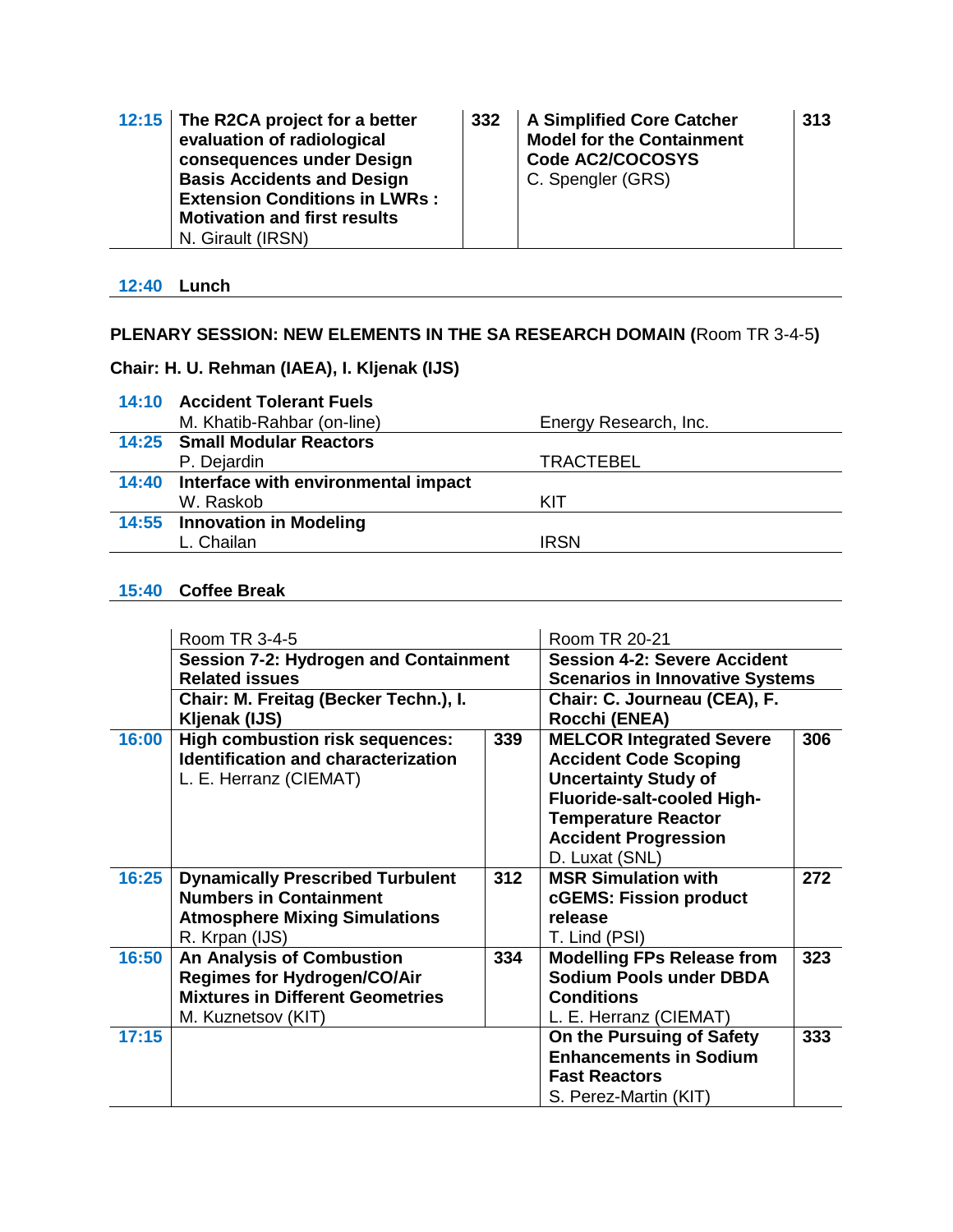| | | | | |
|---|---|---|---|---|
| 12:15 | **The R2CA project for a better evaluation of radiological consequences under Design Basis Accidents and Design Extension Conditions in LWRs : Motivation and first results** N. Girault (IRSN) | 332 | **A Simplified Core Catcher Model for the Containment Code AC2/COCOSYS** C. Spengler (GRS) | 313 |

**12:40 Lunch**

**PLENARY SESSION: NEW ELEMENTS IN THE SA RESEARCH DOMAIN (**Room TR 3-4-5**)**

**Chair: H. U. Rehman (IAEA), I. Kljenak (IJS)**

| | | |
|---|---|---|
| 14:10 | **Accident Tolerant Fuels** M. Khatib-Rahbar (on-line) | Energy Research, Inc. |
| 14:25 | **Small Modular Reactors** P. Dejardin | TRACTEBEL |
| 14:40 | **Interface with environmental impact** W. Raskob | KIT |
| 14:55 | **Innovation in Modeling** L. Chailan | IRSN |

**15:40 Coffee Break**

| | Room TR 3-4-5 | | Room TR 20-21 | |
|---|---|---|---|---|
| | **Session 7-2: Hydrogen and Containment Related issues** | | **Session 4-2: Severe Accident Scenarios in Innovative Systems** | |
| | **Chair: M. Freitag (Becker Techn.), I. Kljenak (IJS)** | | **Chair: C. Journeau (CEA), F. Rocchi (ENEA)** | |
| 16:00 | **High combustion risk sequences: Identification and characterization** L. E. Herranz (CIEMAT) | 339 | **MELCOR Integrated Severe Accident Code Scoping Uncertainty Study of Fluoride-salt-cooled High-Temperature Reactor Accident Progression** D. Luxat (SNL) | 306 |
| 16:25 | **Dynamically Prescribed Turbulent Numbers in Containment Atmosphere Mixing Simulations** R. Krpan (IJS) | 312 | **MSR Simulation with cGEMS: Fission product release** T. Lind (PSI) | 272 |
| 16:50 | **An Analysis of Combustion Regimes for Hydrogen/CO/Air Mixtures in Different Geometries** M. Kuznetsov (KIT) | 334 | **Modelling FPs Release from Sodium Pools under DBDA Conditions** L. E. Herranz (CIEMAT) | 323 |
| 17:15 | | | **On the Pursuing of Safety Enhancements in Sodium Fast Reactors** S. Perez-Martin (KIT) | 333 |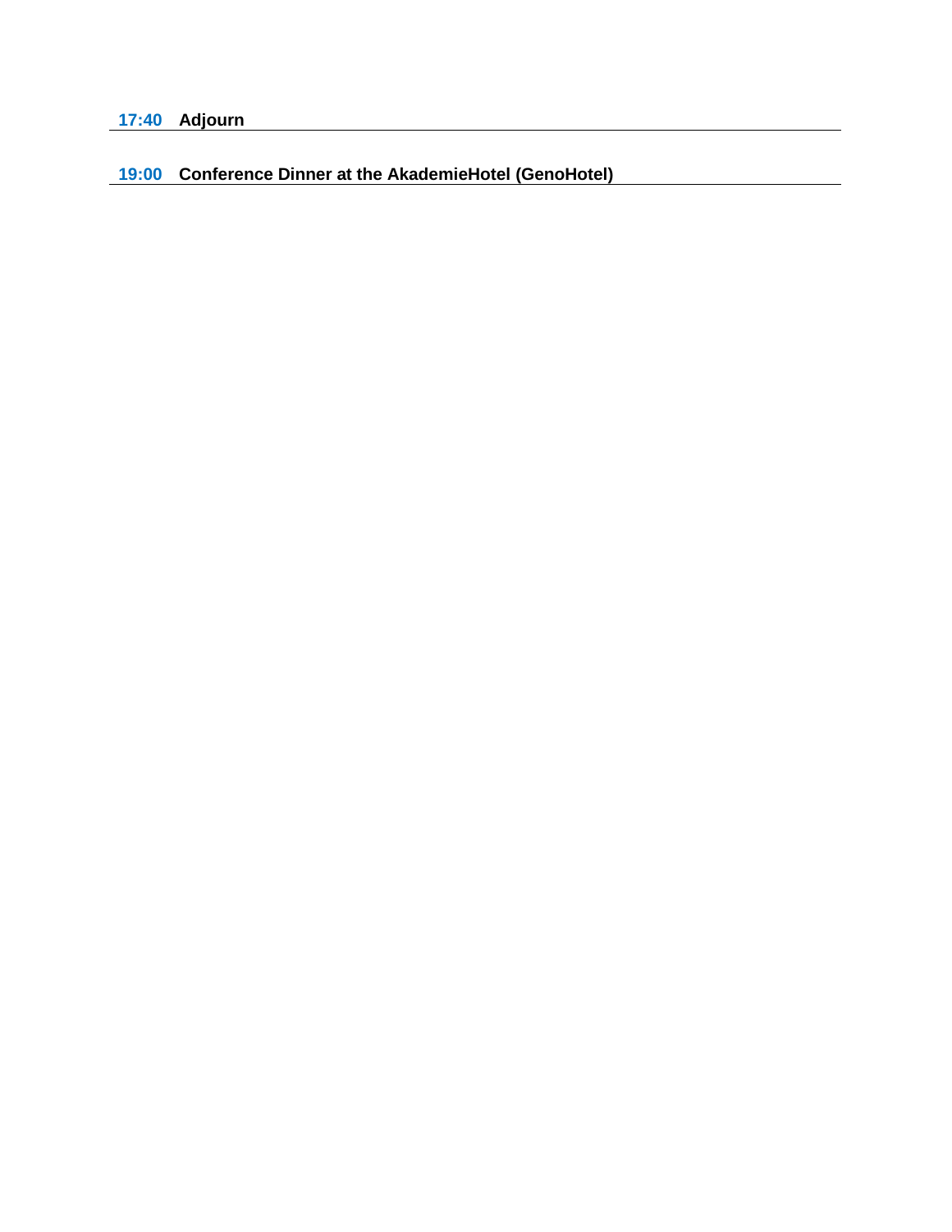**17:40 Adjourn**

---

**19:00 Conference Dinner at the AkademieHotel (GenoHotel)**

---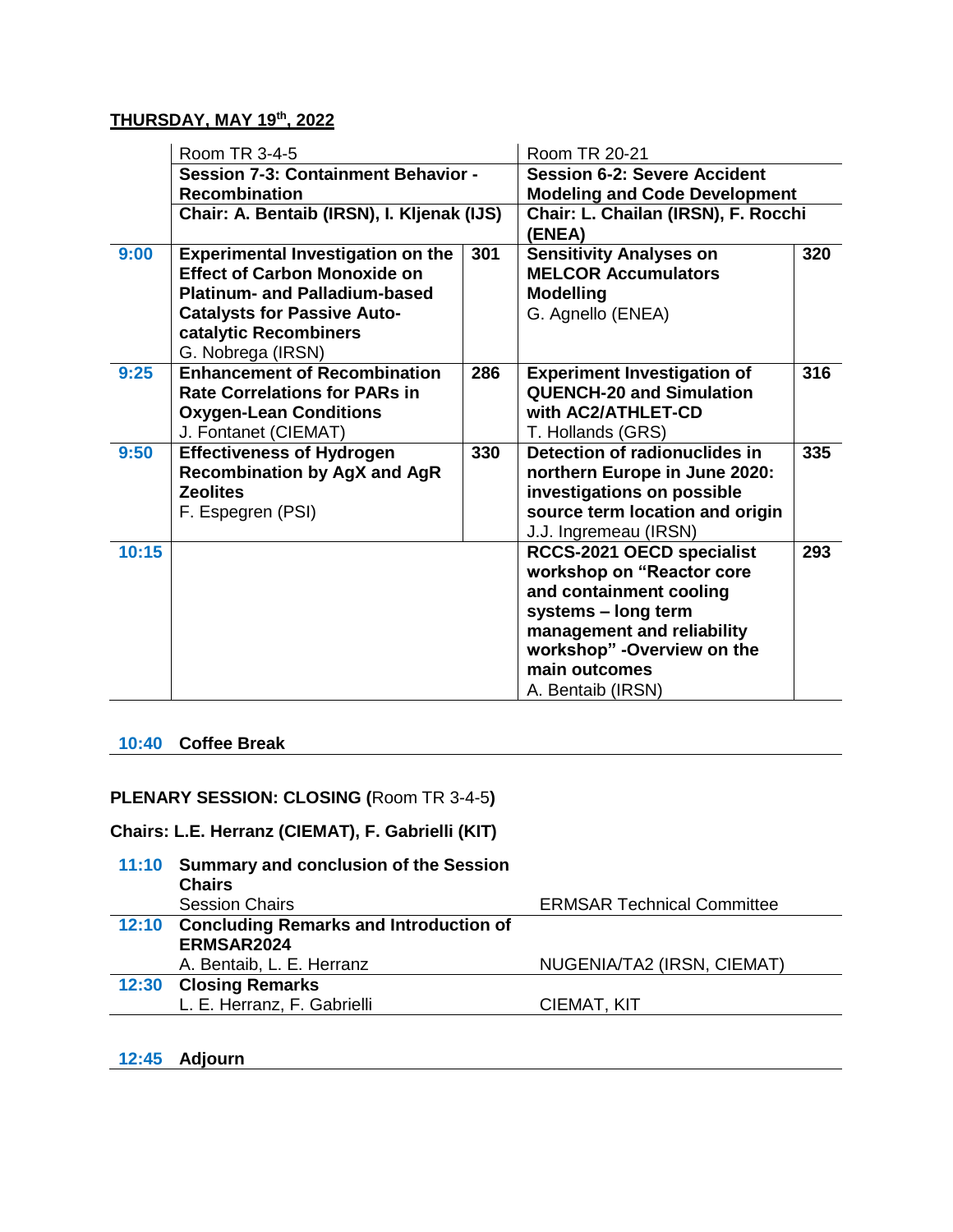## THURSDAY, MAY 19th, 2022

| | Room TR 3-4-5 | | Room TR 20-21 | |
|---|---|---|---|---|
| | **Session 7-3: Containment Behavior - Recombination** | | **Session 6-2: Severe Accident Modeling and Code Development** | |
| | **Chair: A. Bentaib (IRSN), I. Kljenak (IJS)** | | **Chair: L. Chailan (IRSN), F. Rocchi (ENEA)** | |
| **9:00** | **Experimental Investigation on the Effect of Carbon Monoxide on Platinum- and Palladium-based Catalysts for Passive Auto-catalytic Recombiners**<br>G. Nobrega (IRSN) | **301** | **Sensitivity Analyses on MELCOR Accumulators Modelling**<br>G. Agnello (ENEA) | **320** |
| **9:25** | **Enhancement of Recombination Rate Correlations for PARs in Oxygen-Lean Conditions**<br>J. Fontanet (CIEMAT) | **286** | **Experiment Investigation of QUENCH-20 and Simulation with AC2/ATHLET-CD**<br>T. Hollands (GRS) | **316** |
| **9:50** | **Effectiveness of Hydrogen Recombination by AgX and AgR Zeolites**<br>F. Espegren (PSI) | **330** | **Detection of radionuclides in northern Europe in June 2020: investigations on possible source term location and origin**<br>J.J. Ingremeau (IRSN) | **335** |
| **10:15** | | | **RCCS-2021 OECD specialist workshop on "Reactor core and containment cooling systems – long term management and reliability workshop" -Overview on the main outcomes**<br>A. Bentaib (IRSN) | **293** |

**10:40 Coffee Break**

**PLENARY SESSION: CLOSING (**Room TR 3-4-5**)**

**Chairs: L.E. Herranz (CIEMAT), F. Gabrielli (KIT)**

| | | |
|---|---|---|
| **11:10** | **Summary and conclusion of the Session Chairs**<br>Session Chairs | ERMSAR Technical Committee |
| **12:10** | **Concluding Remarks and Introduction of ERMSAR2024**<br>A. Bentaib, L. E. Herranz | NUGENIA/TA2 (IRSN, CIEMAT) |
| **12:30** | **Closing Remarks**<br>L. E. Herranz, F. Gabrielli | CIEMAT, KIT |

**12:45 Adjourn**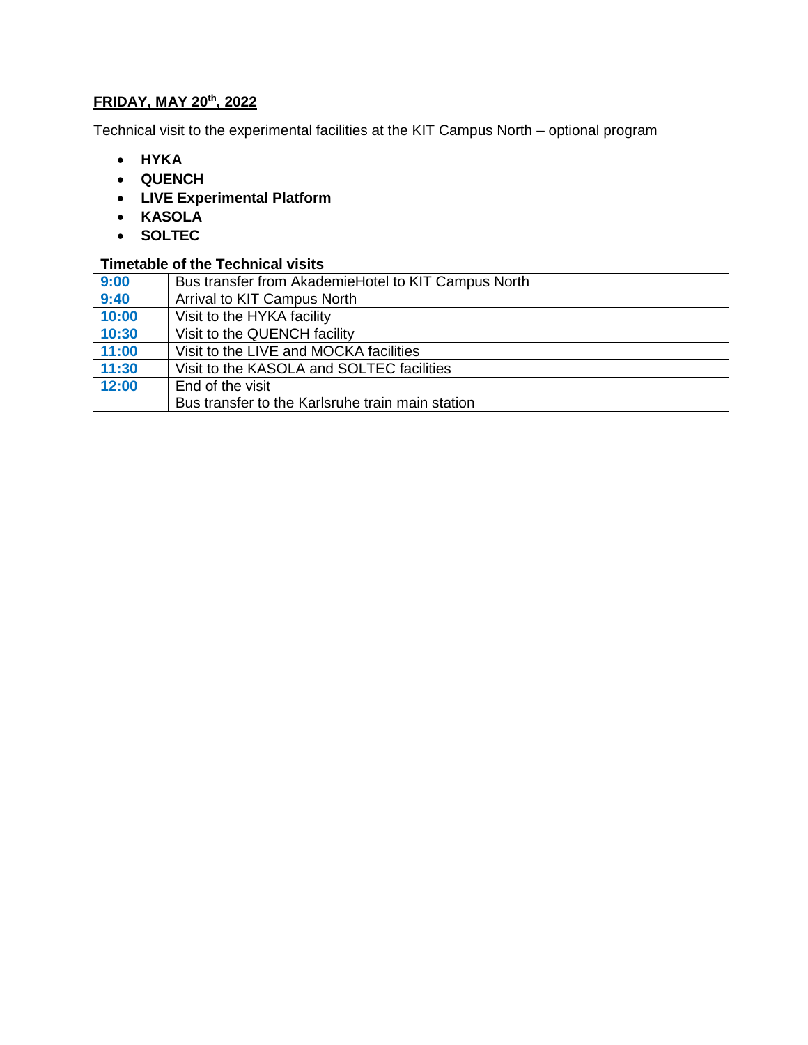**<u>FRIDAY, MAY 20th, 2022</u>**

Technical visit to the experimental facilities at the KIT Campus North – optional program

- **HYKA**
- **QUENCH**
- **LIVE Experimental Platform**
- **KASOLA**
- **SOLTEC**

**Timetable of the Technical visits**

| | |
|---|---|
| **9:00** | Bus transfer from AkademieHotel to KIT Campus North |
| **9:40** | Arrival to KIT Campus North |
| **10:00** | Visit to the HYKA facility |
| **10:30** | Visit to the QUENCH facility |
| **11:00** | Visit to the LIVE and MOCKA facilities |
| **11:30** | Visit to the KASOLA and SOLTEC facilities |
| **12:00** | End of the visit<br>Bus transfer to the Karlsruhe train main station |